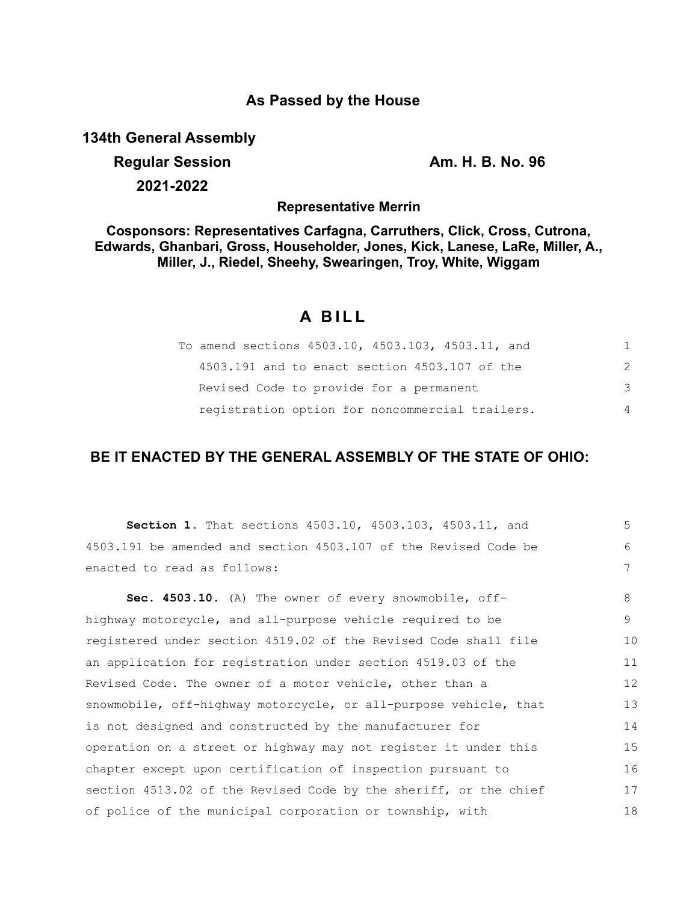# As Passed by the House

**134th General Assembly**

**Regular Session** **Am. H. B. No. 96**

**2021-2022**

**Representative Merrin**

**Cosponsors: Representatives Carfagna, Carruthers, Click, Cross, Cutrona, Edwards, Ghanbari, Gross, Householder, Jones, Kick, Lanese, LaRe, Miller, A., Miller, J., Riedel, Sheehy, Swearingen, Troy, White, Wiggam**

## A BILL

To amend sections 4503.10, 4503.103, 4503.11, and 4503.191 and to enact section 4503.107 of the Revised Code to provide for a permanent registration option for noncommercial trailers.

**BE IT ENACTED BY THE GENERAL ASSEMBLY OF THE STATE OF OHIO:**

**Section 1.** That sections 4503.10, 4503.103, 4503.11, and 4503.191 be amended and section 4503.107 of the Revised Code be enacted to read as follows:

**Sec. 4503.10.** (A) The owner of every snowmobile, off-highway motorcycle, and all-purpose vehicle required to be registered under section 4519.02 of the Revised Code shall file an application for registration under section 4519.03 of the Revised Code. The owner of a motor vehicle, other than a snowmobile, off-highway motorcycle, or all-purpose vehicle, that is not designed and constructed by the manufacturer for operation on a street or highway may not register it under this chapter except upon certification of inspection pursuant to section 4513.02 of the Revised Code by the sheriff, or the chief of police of the municipal corporation or township, with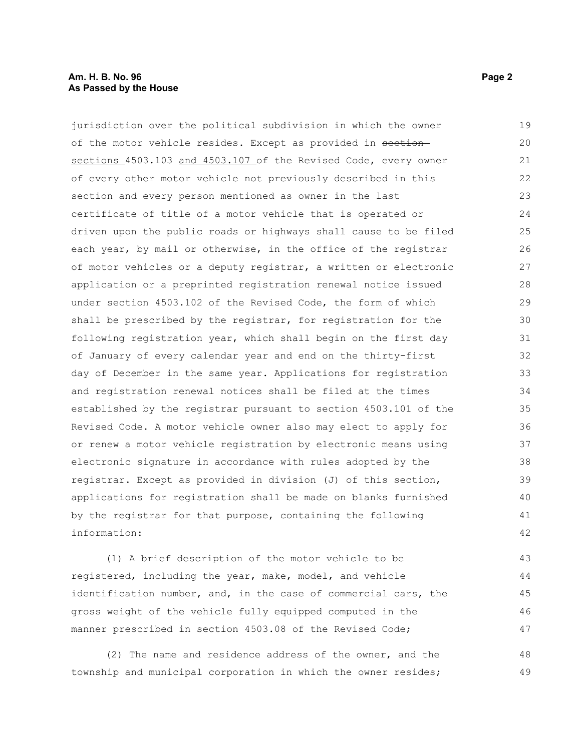jurisdiction over the political subdivision in which the owner of the motor vehicle resides. Except as provided in ~~section~~ sections 4503.103 and 4503.107 of the Revised Code, every owner of every other motor vehicle not previously described in this section and every person mentioned as owner in the last certificate of title of a motor vehicle that is operated or driven upon the public roads or highways shall cause to be filed each year, by mail or otherwise, in the office of the registrar of motor vehicles or a deputy registrar, a written or electronic application or a preprinted registration renewal notice issued under section 4503.102 of the Revised Code, the form of which shall be prescribed by the registrar, for registration for the following registration year, which shall begin on the first day of January of every calendar year and end on the thirty-first day of December in the same year. Applications for registration and registration renewal notices shall be filed at the times established by the registrar pursuant to section 4503.101 of the Revised Code. A motor vehicle owner also may elect to apply for or renew a motor vehicle registration by electronic means using electronic signature in accordance with rules adopted by the registrar. Except as provided in division (J) of this section, applications for registration shall be made on blanks furnished by the registrar for that purpose, containing the following information:

(1) A brief description of the motor vehicle to be registered, including the year, make, model, and vehicle identification number, and, in the case of commercial cars, the gross weight of the vehicle fully equipped computed in the manner prescribed in section 4503.08 of the Revised Code;

(2) The name and residence address of the owner, and the township and municipal corporation in which the owner resides;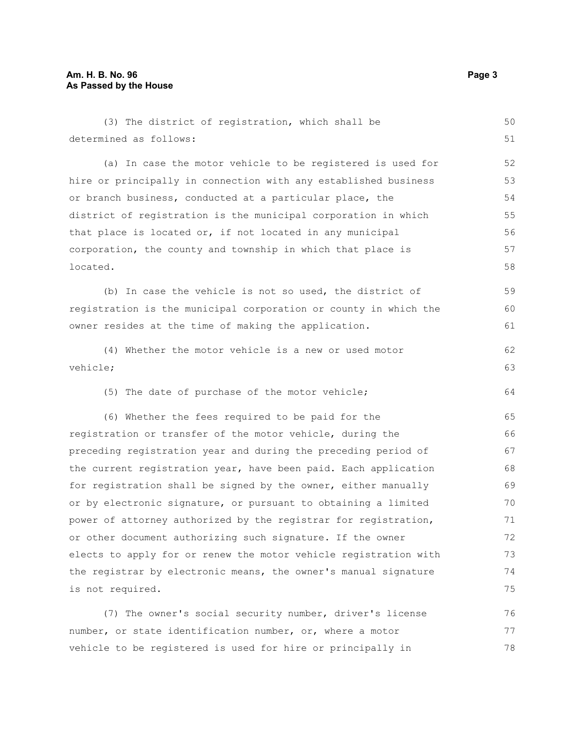(3) The district of registration, which shall be determined as follows:

(a) In case the motor vehicle to be registered is used for hire or principally in connection with any established business or branch business, conducted at a particular place, the district of registration is the municipal corporation in which that place is located or, if not located in any municipal corporation, the county and township in which that place is located.

(b) In case the vehicle is not so used, the district of registration is the municipal corporation or county in which the owner resides at the time of making the application.

(4) Whether the motor vehicle is a new or used motor vehicle;

(5) The date of purchase of the motor vehicle;

(6) Whether the fees required to be paid for the registration or transfer of the motor vehicle, during the preceding registration year and during the preceding period of the current registration year, have been paid. Each application for registration shall be signed by the owner, either manually or by electronic signature, or pursuant to obtaining a limited power of attorney authorized by the registrar for registration, or other document authorizing such signature. If the owner elects to apply for or renew the motor vehicle registration with the registrar by electronic means, the owner's manual signature is not required.

(7) The owner's social security number, driver's license number, or state identification number, or, where a motor vehicle to be registered is used for hire or principally in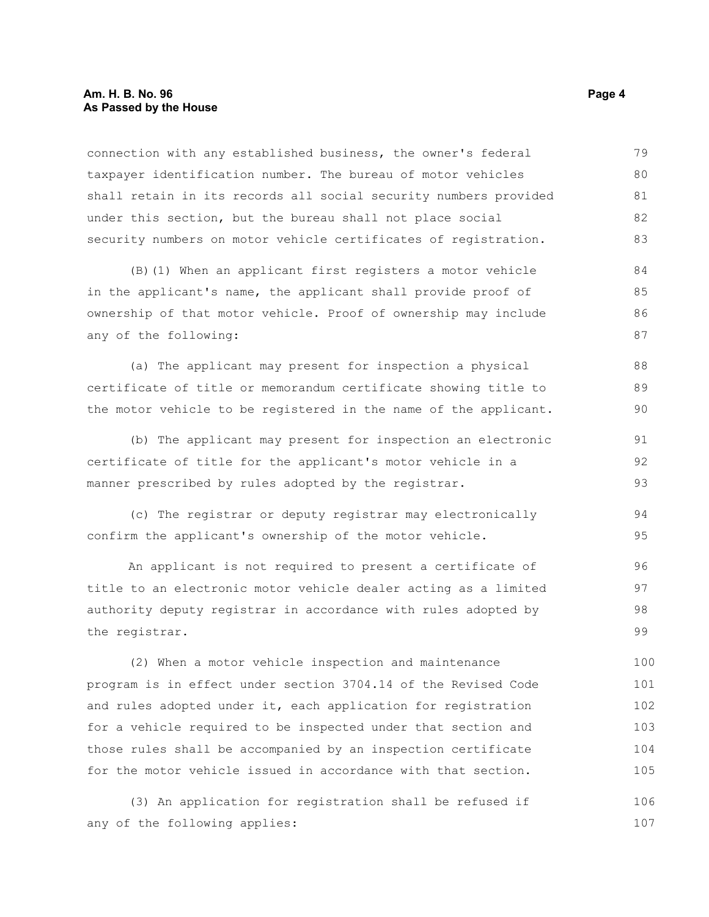connection with any established business, the owner's federal taxpayer identification number. The bureau of motor vehicles shall retain in its records all social security numbers provided under this section, but the bureau shall not place social security numbers on motor vehicle certificates of registration.

(B)(1) When an applicant first registers a motor vehicle in the applicant's name, the applicant shall provide proof of ownership of that motor vehicle. Proof of ownership may include any of the following:

(a) The applicant may present for inspection a physical certificate of title or memorandum certificate showing title to the motor vehicle to be registered in the name of the applicant.

(b) The applicant may present for inspection an electronic certificate of title for the applicant's motor vehicle in a manner prescribed by rules adopted by the registrar.

(c) The registrar or deputy registrar may electronically confirm the applicant's ownership of the motor vehicle.

An applicant is not required to present a certificate of title to an electronic motor vehicle dealer acting as a limited authority deputy registrar in accordance with rules adopted by the registrar.

(2) When a motor vehicle inspection and maintenance program is in effect under section 3704.14 of the Revised Code and rules adopted under it, each application for registration for a vehicle required to be inspected under that section and those rules shall be accompanied by an inspection certificate for the motor vehicle issued in accordance with that section.

(3) An application for registration shall be refused if any of the following applies: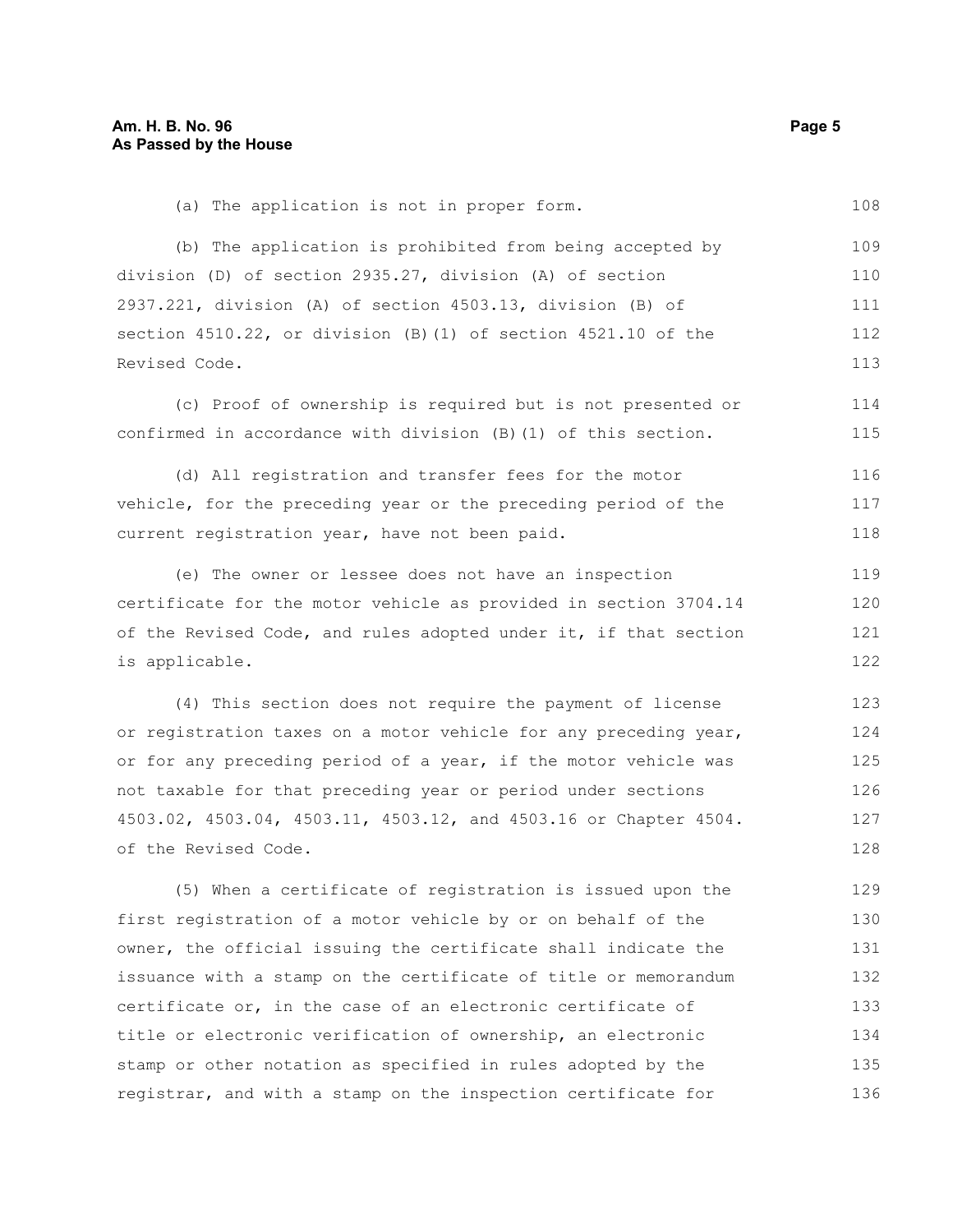(a) The application is not in proper form.

(b) The application is prohibited from being accepted by division (D) of section 2935.27, division (A) of section 2937.221, division (A) of section 4503.13, division (B) of section 4510.22, or division (B)(1) of section 4521.10 of the Revised Code.

(c) Proof of ownership is required but is not presented or confirmed in accordance with division (B)(1) of this section.

(d) All registration and transfer fees for the motor vehicle, for the preceding year or the preceding period of the current registration year, have not been paid.

(e) The owner or lessee does not have an inspection certificate for the motor vehicle as provided in section 3704.14 of the Revised Code, and rules adopted under it, if that section is applicable.

(4) This section does not require the payment of license or registration taxes on a motor vehicle for any preceding year, or for any preceding period of a year, if the motor vehicle was not taxable for that preceding year or period under sections 4503.02, 4503.04, 4503.11, 4503.12, and 4503.16 or Chapter 4504. of the Revised Code.

(5) When a certificate of registration is issued upon the first registration of a motor vehicle by or on behalf of the owner, the official issuing the certificate shall indicate the issuance with a stamp on the certificate of title or memorandum certificate or, in the case of an electronic certificate of title or electronic verification of ownership, an electronic stamp or other notation as specified in rules adopted by the registrar, and with a stamp on the inspection certificate for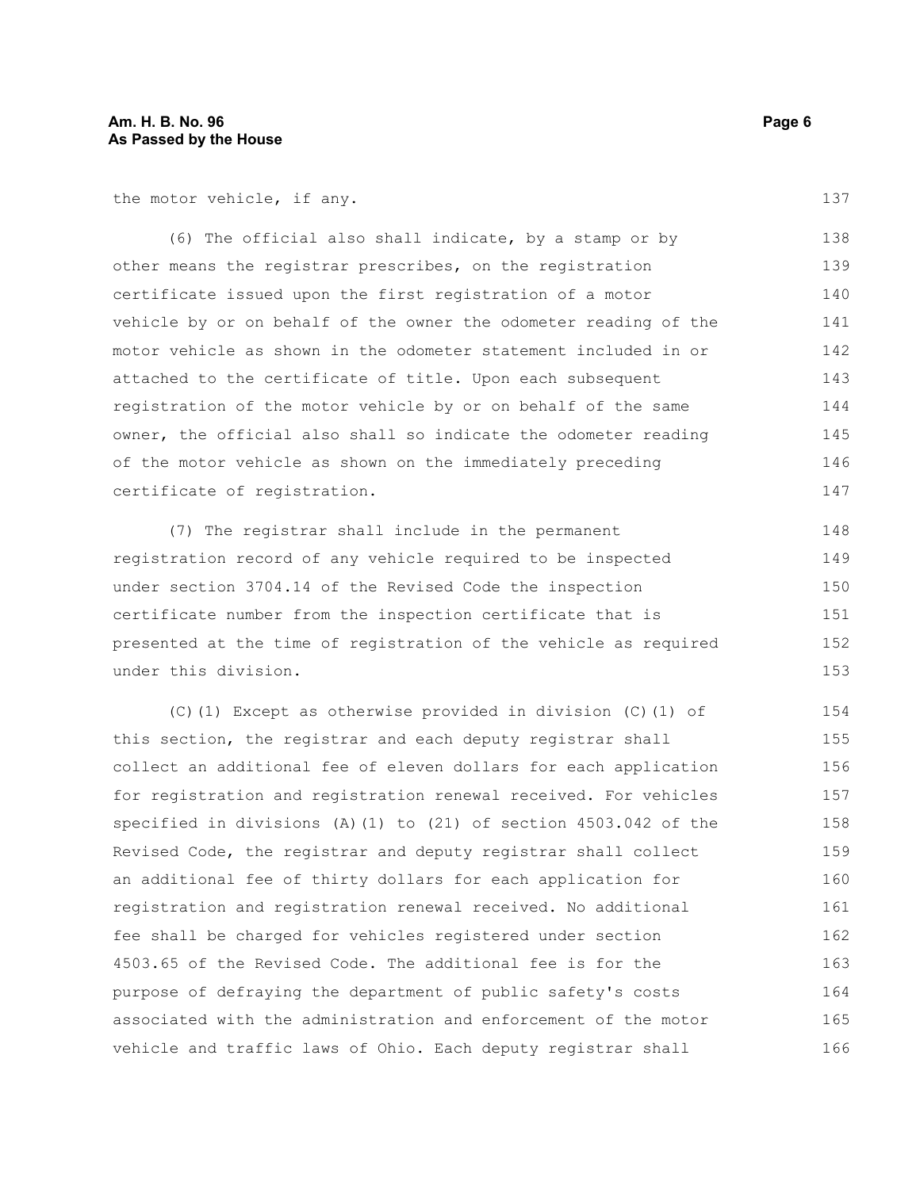the motor vehicle, if any.

(6) The official also shall indicate, by a stamp or by other means the registrar prescribes, on the registration certificate issued upon the first registration of a motor vehicle by or on behalf of the owner the odometer reading of the motor vehicle as shown in the odometer statement included in or attached to the certificate of title. Upon each subsequent registration of the motor vehicle by or on behalf of the same owner, the official also shall so indicate the odometer reading of the motor vehicle as shown on the immediately preceding certificate of registration.

(7) The registrar shall include in the permanent registration record of any vehicle required to be inspected under section 3704.14 of the Revised Code the inspection certificate number from the inspection certificate that is presented at the time of registration of the vehicle as required under this division.

(C)(1) Except as otherwise provided in division (C)(1) of this section, the registrar and each deputy registrar shall collect an additional fee of eleven dollars for each application for registration and registration renewal received. For vehicles specified in divisions (A)(1) to (21) of section 4503.042 of the Revised Code, the registrar and deputy registrar shall collect an additional fee of thirty dollars for each application for registration and registration renewal received. No additional fee shall be charged for vehicles registered under section 4503.65 of the Revised Code. The additional fee is for the purpose of defraying the department of public safety's costs associated with the administration and enforcement of the motor vehicle and traffic laws of Ohio. Each deputy registrar shall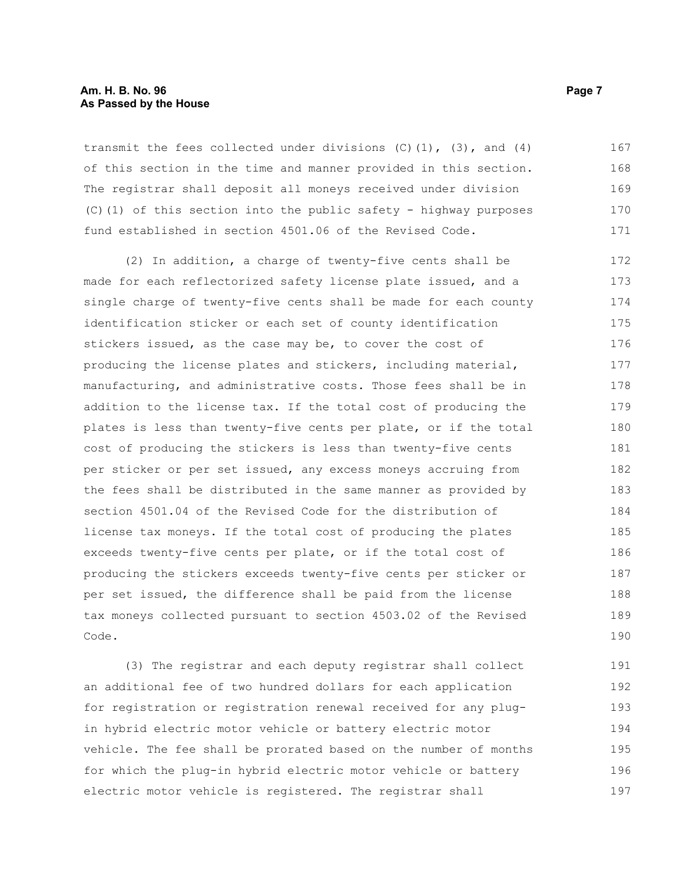transmit the fees collected under divisions (C)(1), (3), and (4) of this section in the time and manner provided in this section. The registrar shall deposit all moneys received under division (C)(1) of this section into the public safety - highway purposes fund established in section 4501.06 of the Revised Code.

(2) In addition, a charge of twenty-five cents shall be made for each reflectorized safety license plate issued, and a single charge of twenty-five cents shall be made for each county identification sticker or each set of county identification stickers issued, as the case may be, to cover the cost of producing the license plates and stickers, including material, manufacturing, and administrative costs. Those fees shall be in addition to the license tax. If the total cost of producing the plates is less than twenty-five cents per plate, or if the total cost of producing the stickers is less than twenty-five cents per sticker or per set issued, any excess moneys accruing from the fees shall be distributed in the same manner as provided by section 4501.04 of the Revised Code for the distribution of license tax moneys. If the total cost of producing the plates exceeds twenty-five cents per plate, or if the total cost of producing the stickers exceeds twenty-five cents per sticker or per set issued, the difference shall be paid from the license tax moneys collected pursuant to section 4503.02 of the Revised Code.

(3) The registrar and each deputy registrar shall collect an additional fee of two hundred dollars for each application for registration or registration renewal received for any plug-in hybrid electric motor vehicle or battery electric motor vehicle. The fee shall be prorated based on the number of months for which the plug-in hybrid electric motor vehicle or battery electric motor vehicle is registered. The registrar shall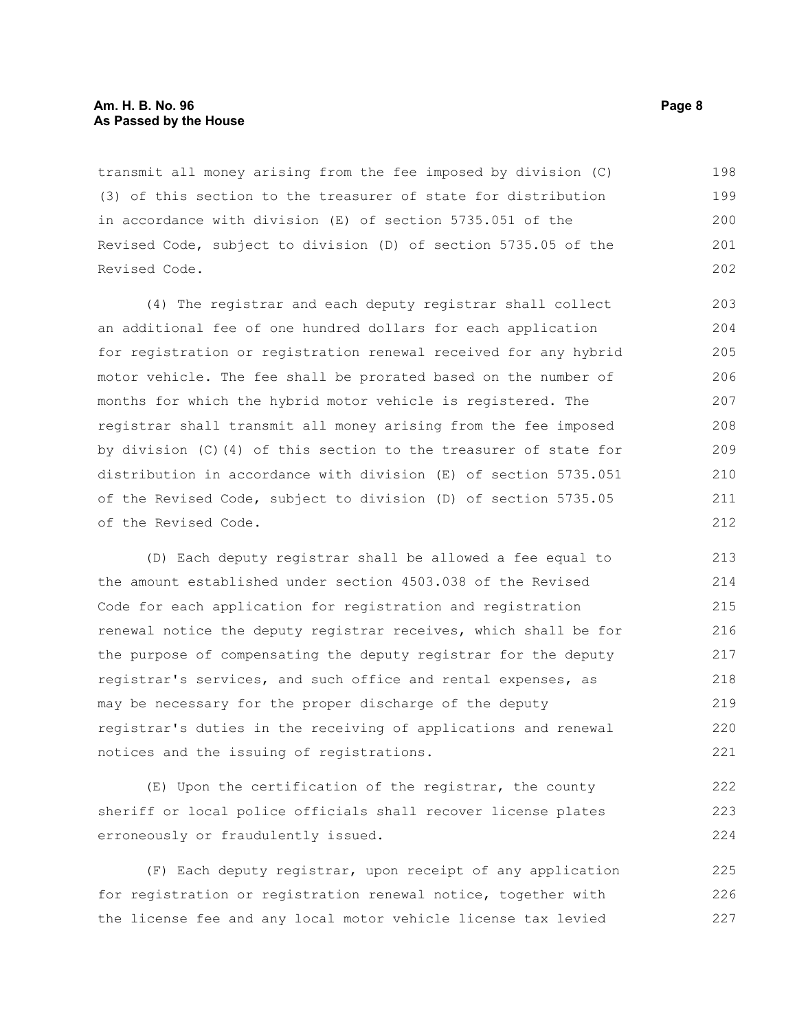transmit all money arising from the fee imposed by division (C)(3) of this section to the treasurer of state for distribution in accordance with division (E) of section 5735.051 of the Revised Code, subject to division (D) of section 5735.05 of the Revised Code.

(4) The registrar and each deputy registrar shall collect an additional fee of one hundred dollars for each application for registration or registration renewal received for any hybrid motor vehicle. The fee shall be prorated based on the number of months for which the hybrid motor vehicle is registered. The registrar shall transmit all money arising from the fee imposed by division (C)(4) of this section to the treasurer of state for distribution in accordance with division (E) of section 5735.051 of the Revised Code, subject to division (D) of section 5735.05 of the Revised Code.

(D) Each deputy registrar shall be allowed a fee equal to the amount established under section 4503.038 of the Revised Code for each application for registration and registration renewal notice the deputy registrar receives, which shall be for the purpose of compensating the deputy registrar for the deputy registrar's services, and such office and rental expenses, as may be necessary for the proper discharge of the deputy registrar's duties in the receiving of applications and renewal notices and the issuing of registrations.

(E) Upon the certification of the registrar, the county sheriff or local police officials shall recover license plates erroneously or fraudulently issued.

(F) Each deputy registrar, upon receipt of any application for registration or registration renewal notice, together with the license fee and any local motor vehicle license tax levied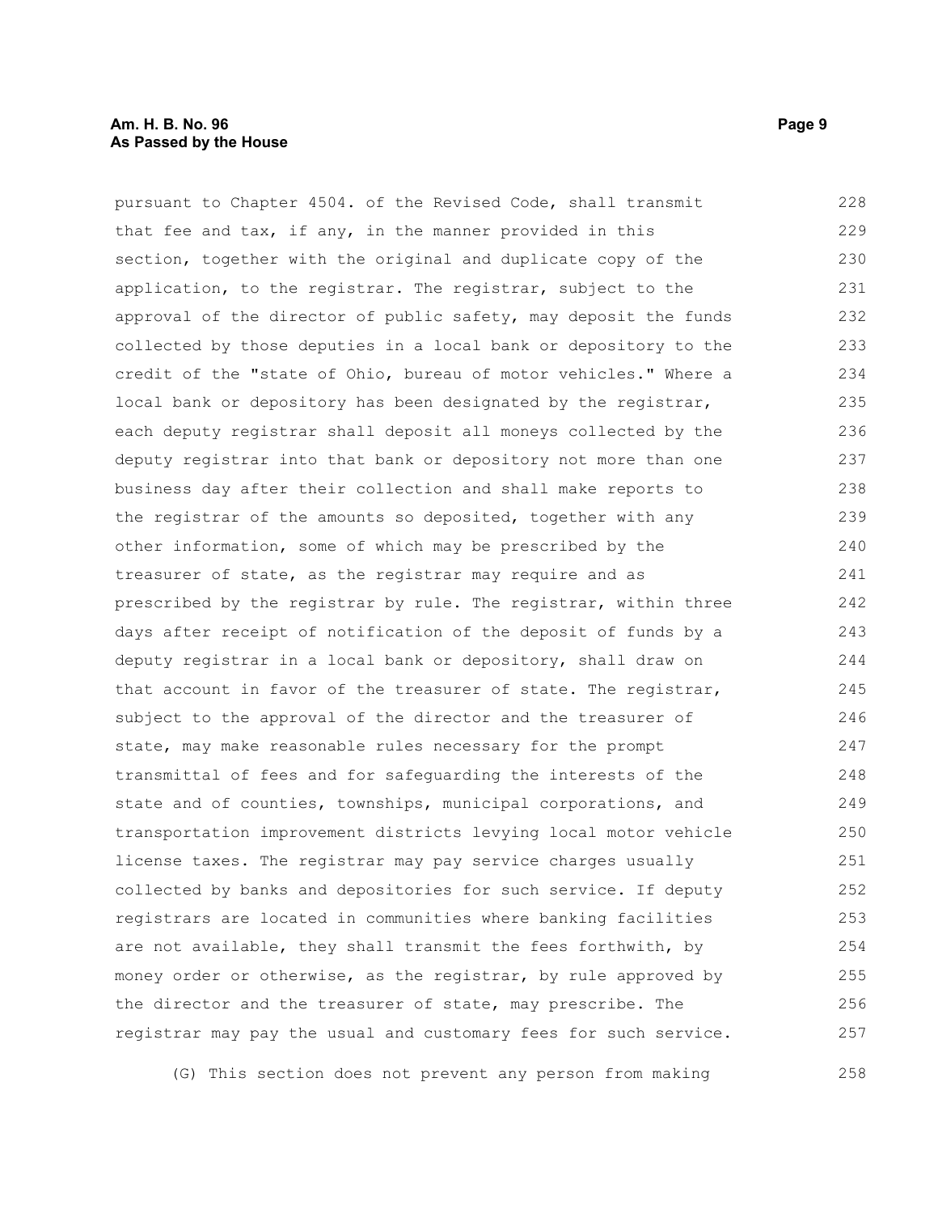pursuant to Chapter 4504. of the Revised Code, shall transmit that fee and tax, if any, in the manner provided in this section, together with the original and duplicate copy of the application, to the registrar. The registrar, subject to the approval of the director of public safety, may deposit the funds collected by those deputies in a local bank or depository to the credit of the "state of Ohio, bureau of motor vehicles." Where a local bank or depository has been designated by the registrar, each deputy registrar shall deposit all moneys collected by the deputy registrar into that bank or depository not more than one business day after their collection and shall make reports to the registrar of the amounts so deposited, together with any other information, some of which may be prescribed by the treasurer of state, as the registrar may require and as prescribed by the registrar by rule. The registrar, within three days after receipt of notification of the deposit of funds by a deputy registrar in a local bank or depository, shall draw on that account in favor of the treasurer of state. The registrar, subject to the approval of the director and the treasurer of state, may make reasonable rules necessary for the prompt transmittal of fees and for safeguarding the interests of the state and of counties, townships, municipal corporations, and transportation improvement districts levying local motor vehicle license taxes. The registrar may pay service charges usually collected by banks and depositories for such service. If deputy registrars are located in communities where banking facilities are not available, they shall transmit the fees forthwith, by money order or otherwise, as the registrar, by rule approved by the director and the treasurer of state, may prescribe. The registrar may pay the usual and customary fees for such service.

(G) This section does not prevent any person from making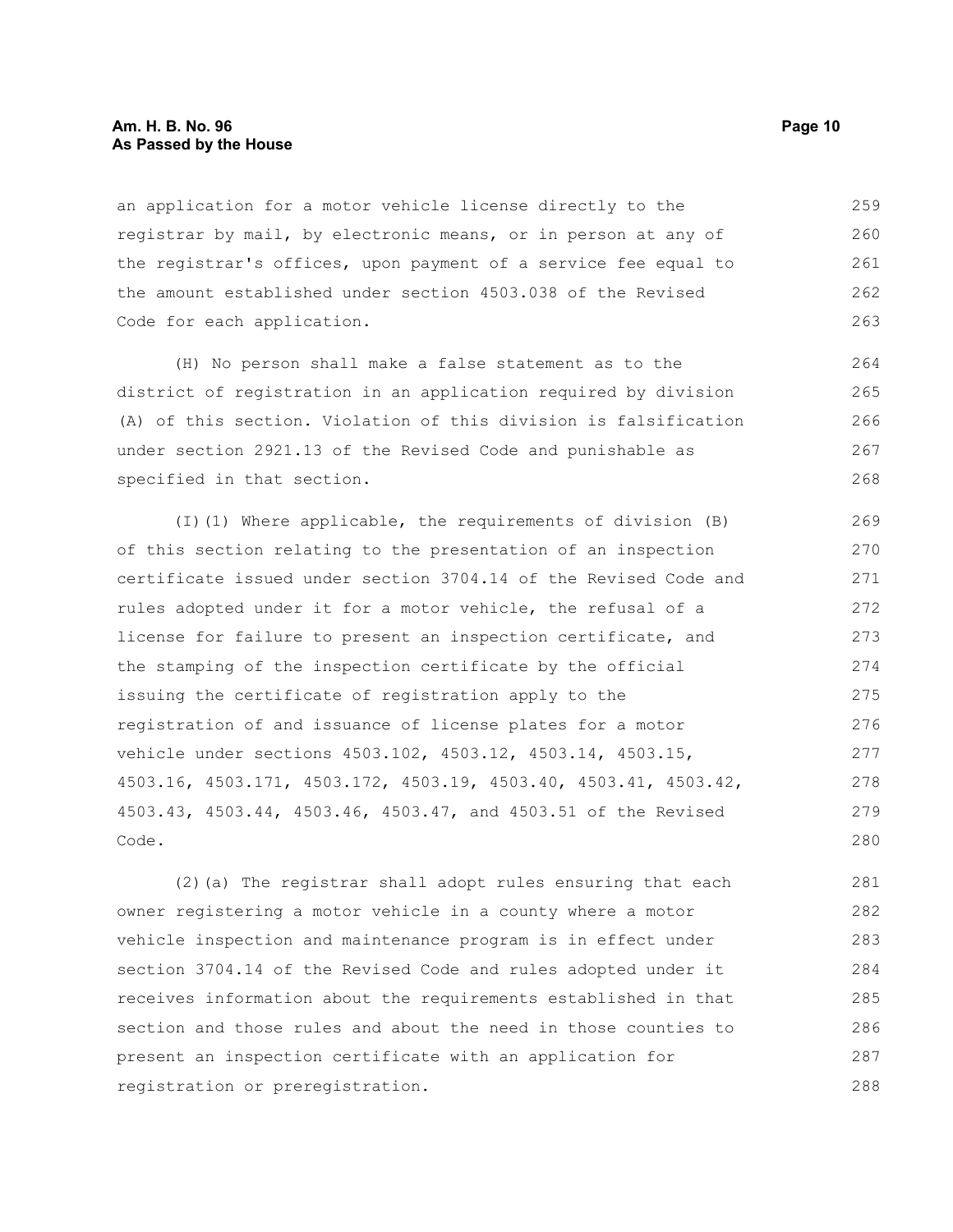an application for a motor vehicle license directly to the registrar by mail, by electronic means, or in person at any of the registrar's offices, upon payment of a service fee equal to the amount established under section 4503.038 of the Revised Code for each application.

(H) No person shall make a false statement as to the district of registration in an application required by division (A) of this section. Violation of this division is falsification under section 2921.13 of the Revised Code and punishable as specified in that section.

(I)(1) Where applicable, the requirements of division (B) of this section relating to the presentation of an inspection certificate issued under section 3704.14 of the Revised Code and rules adopted under it for a motor vehicle, the refusal of a license for failure to present an inspection certificate, and the stamping of the inspection certificate by the official issuing the certificate of registration apply to the registration of and issuance of license plates for a motor vehicle under sections 4503.102, 4503.12, 4503.14, 4503.15, 4503.16, 4503.171, 4503.172, 4503.19, 4503.40, 4503.41, 4503.42, 4503.43, 4503.44, 4503.46, 4503.47, and 4503.51 of the Revised Code.

(2)(a) The registrar shall adopt rules ensuring that each owner registering a motor vehicle in a county where a motor vehicle inspection and maintenance program is in effect under section 3704.14 of the Revised Code and rules adopted under it receives information about the requirements established in that section and those rules and about the need in those counties to present an inspection certificate with an application for registration or preregistration.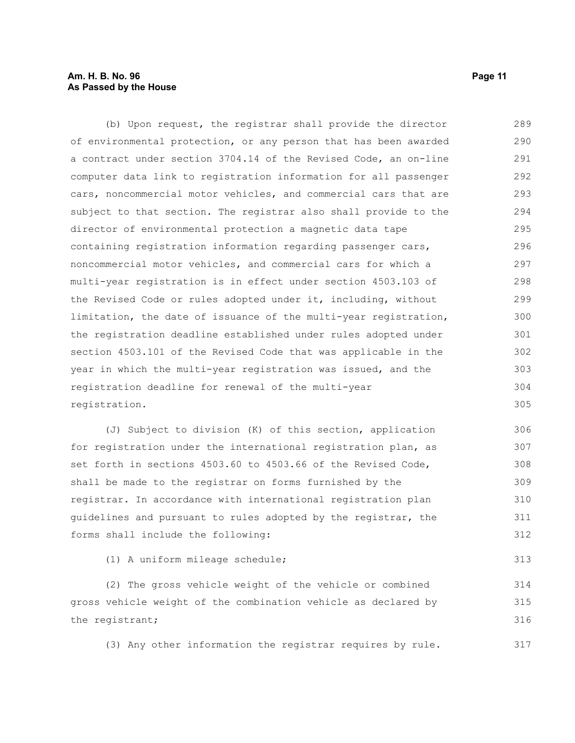(b) Upon request, the registrar shall provide the director of environmental protection, or any person that has been awarded a contract under section 3704.14 of the Revised Code, an on-line computer data link to registration information for all passenger cars, noncommercial motor vehicles, and commercial cars that are subject to that section. The registrar also shall provide to the director of environmental protection a magnetic data tape containing registration information regarding passenger cars, noncommercial motor vehicles, and commercial cars for which a multi-year registration is in effect under section 4503.103 of the Revised Code or rules adopted under it, including, without limitation, the date of issuance of the multi-year registration, the registration deadline established under rules adopted under section 4503.101 of the Revised Code that was applicable in the year in which the multi-year registration was issued, and the registration deadline for renewal of the multi-year registration.

(J) Subject to division (K) of this section, application for registration under the international registration plan, as set forth in sections 4503.60 to 4503.66 of the Revised Code, shall be made to the registrar on forms furnished by the registrar. In accordance with international registration plan guidelines and pursuant to rules adopted by the registrar, the forms shall include the following:

(1) A uniform mileage schedule;

(2) The gross vehicle weight of the vehicle or combined gross vehicle weight of the combination vehicle as declared by the registrant;

(3) Any other information the registrar requires by rule.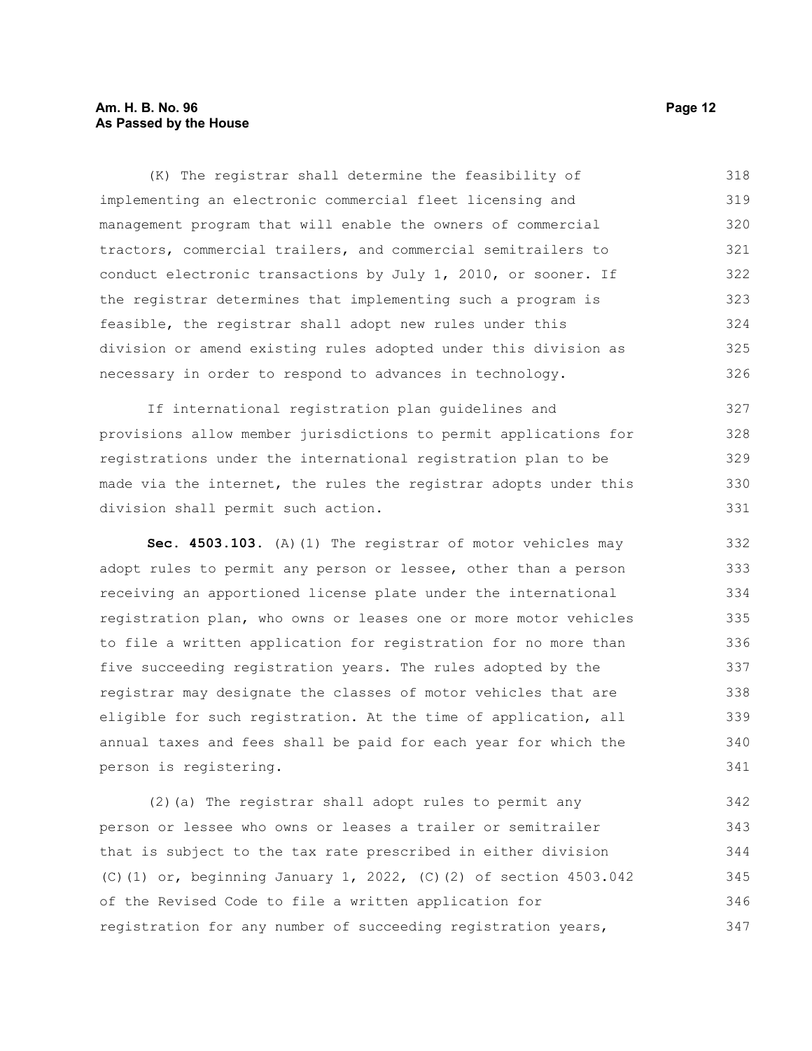(K) The registrar shall determine the feasibility of implementing an electronic commercial fleet licensing and management program that will enable the owners of commercial tractors, commercial trailers, and commercial semitrailers to conduct electronic transactions by July 1, 2010, or sooner. If the registrar determines that implementing such a program is feasible, the registrar shall adopt new rules under this division or amend existing rules adopted under this division as necessary in order to respond to advances in technology.

If international registration plan guidelines and provisions allow member jurisdictions to permit applications for registrations under the international registration plan to be made via the internet, the rules the registrar adopts under this division shall permit such action.

**Sec. 4503.103.** (A)(1) The registrar of motor vehicles may adopt rules to permit any person or lessee, other than a person receiving an apportioned license plate under the international registration plan, who owns or leases one or more motor vehicles to file a written application for registration for no more than five succeeding registration years. The rules adopted by the registrar may designate the classes of motor vehicles that are eligible for such registration. At the time of application, all annual taxes and fees shall be paid for each year for which the person is registering.

(2)(a) The registrar shall adopt rules to permit any person or lessee who owns or leases a trailer or semitrailer that is subject to the tax rate prescribed in either division (C)(1) or, beginning January 1, 2022, (C)(2) of section 4503.042 of the Revised Code to file a written application for registration for any number of succeeding registration years,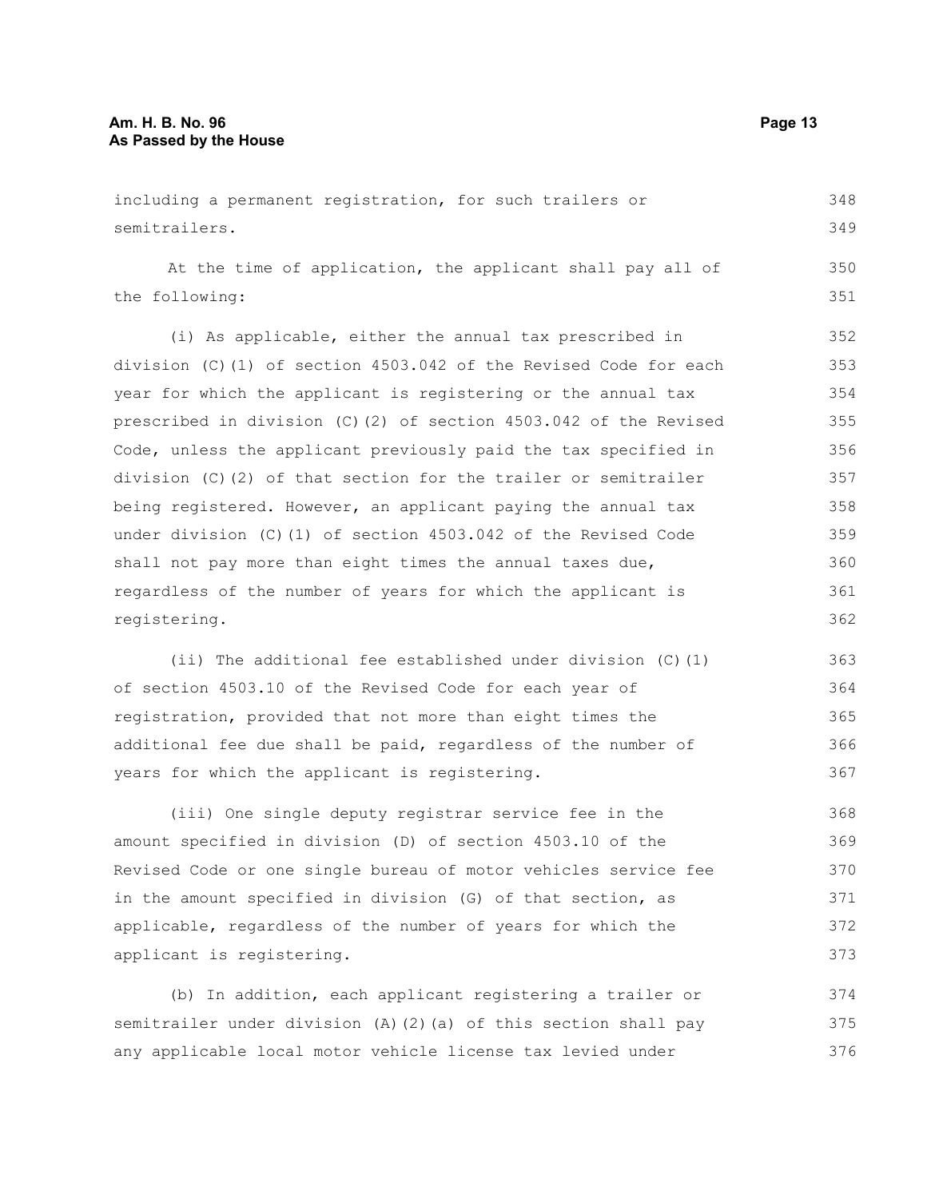including a permanent registration, for such trailers or semitrailers.

At the time of application, the applicant shall pay all of the following:

(i) As applicable, either the annual tax prescribed in division (C)(1) of section 4503.042 of the Revised Code for each year for which the applicant is registering or the annual tax prescribed in division (C)(2) of section 4503.042 of the Revised Code, unless the applicant previously paid the tax specified in division (C)(2) of that section for the trailer or semitrailer being registered. However, an applicant paying the annual tax under division (C)(1) of section 4503.042 of the Revised Code shall not pay more than eight times the annual taxes due, regardless of the number of years for which the applicant is registering.

(ii) The additional fee established under division (C)(1) of section 4503.10 of the Revised Code for each year of registration, provided that not more than eight times the additional fee due shall be paid, regardless of the number of years for which the applicant is registering.

(iii) One single deputy registrar service fee in the amount specified in division (D) of section 4503.10 of the Revised Code or one single bureau of motor vehicles service fee in the amount specified in division (G) of that section, as applicable, regardless of the number of years for which the applicant is registering.

(b) In addition, each applicant registering a trailer or semitrailer under division (A)(2)(a) of this section shall pay any applicable local motor vehicle license tax levied under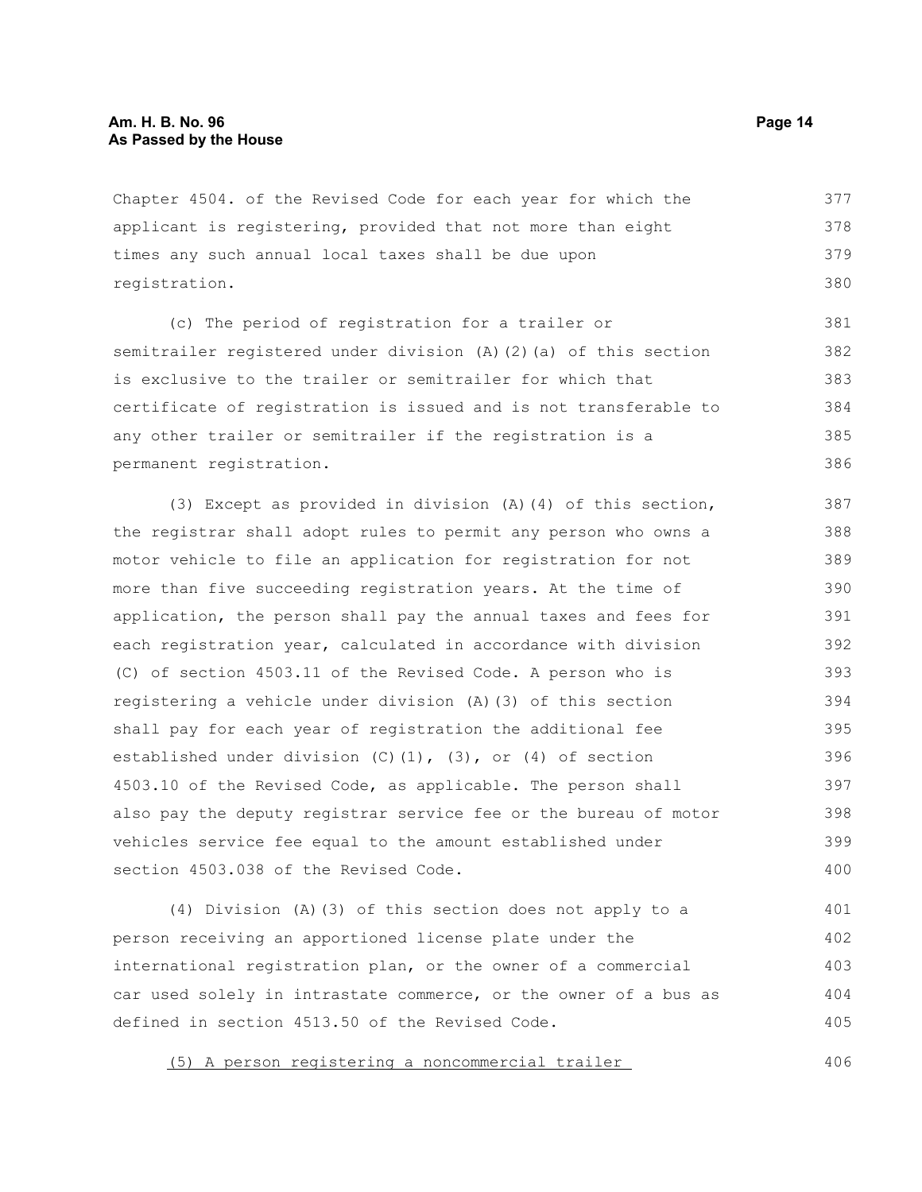Chapter 4504. of the Revised Code for each year for which the applicant is registering, provided that not more than eight times any such annual local taxes shall be due upon registration.

(c) The period of registration for a trailer or semitrailer registered under division (A)(2)(a) of this section is exclusive to the trailer or semitrailer for which that certificate of registration is issued and is not transferable to any other trailer or semitrailer if the registration is a permanent registration.

(3) Except as provided in division (A)(4) of this section, the registrar shall adopt rules to permit any person who owns a motor vehicle to file an application for registration for not more than five succeeding registration years. At the time of application, the person shall pay the annual taxes and fees for each registration year, calculated in accordance with division (C) of section 4503.11 of the Revised Code. A person who is registering a vehicle under division (A)(3) of this section shall pay for each year of registration the additional fee established under division (C)(1), (3), or (4) of section 4503.10 of the Revised Code, as applicable. The person shall also pay the deputy registrar service fee or the bureau of motor vehicles service fee equal to the amount established under section 4503.038 of the Revised Code.

(4) Division (A)(3) of this section does not apply to a person receiving an apportioned license plate under the international registration plan, or the owner of a commercial car used solely in intrastate commerce, or the owner of a bus as defined in section 4513.50 of the Revised Code.

<u>(5) A person registering a noncommercial trailer</u>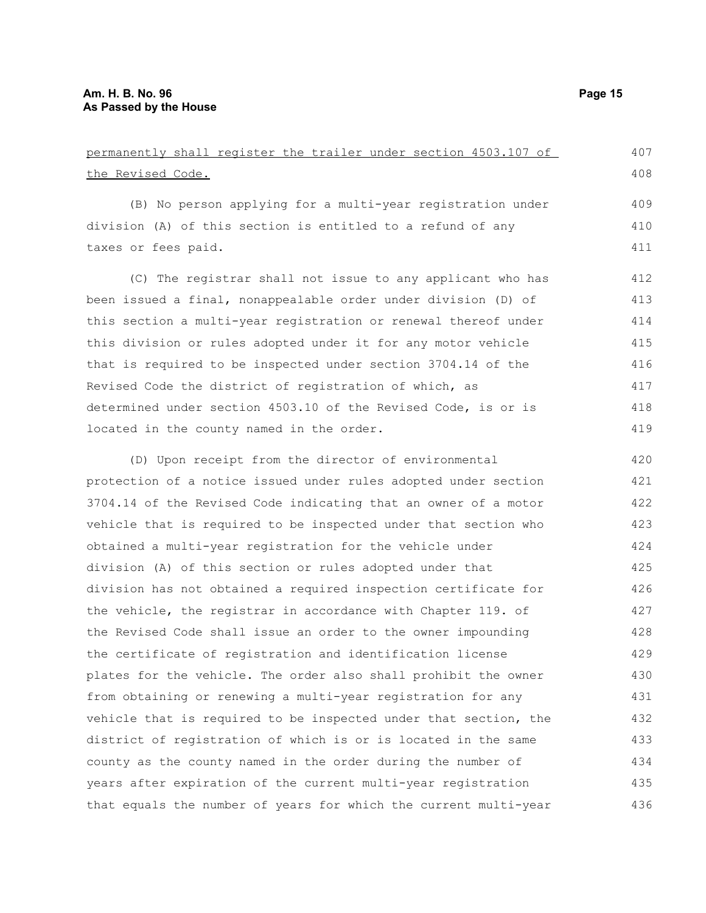permanently shall register the trailer under section 4503.107 of the Revised Code.

(B) No person applying for a multi-year registration under division (A) of this section is entitled to a refund of any taxes or fees paid.

(C) The registrar shall not issue to any applicant who has been issued a final, nonappealable order under division (D) of this section a multi-year registration or renewal thereof under this division or rules adopted under it for any motor vehicle that is required to be inspected under section 3704.14 of the Revised Code the district of registration of which, as determined under section 4503.10 of the Revised Code, is or is located in the county named in the order.

(D) Upon receipt from the director of environmental protection of a notice issued under rules adopted under section 3704.14 of the Revised Code indicating that an owner of a motor vehicle that is required to be inspected under that section who obtained a multi-year registration for the vehicle under division (A) of this section or rules adopted under that division has not obtained a required inspection certificate for the vehicle, the registrar in accordance with Chapter 119. of the Revised Code shall issue an order to the owner impounding the certificate of registration and identification license plates for the vehicle. The order also shall prohibit the owner from obtaining or renewing a multi-year registration for any vehicle that is required to be inspected under that section, the district of registration of which is or is located in the same county as the county named in the order during the number of years after expiration of the current multi-year registration that equals the number of years for which the current multi-year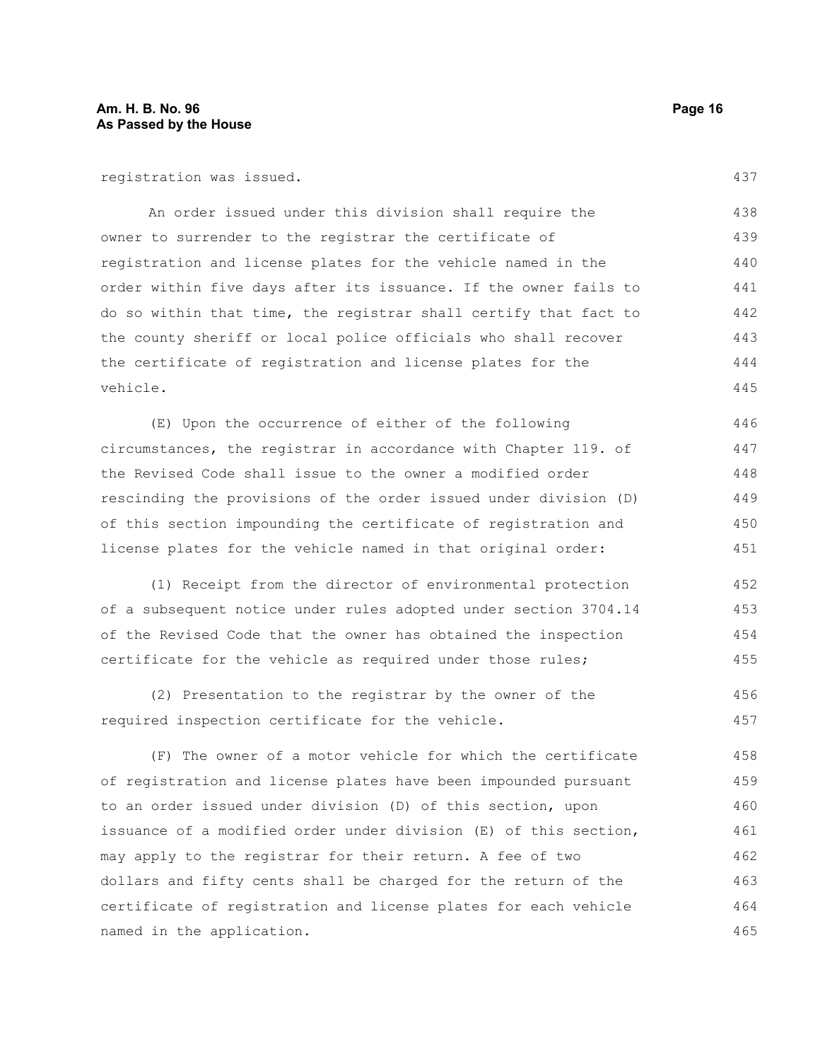registration was issued.

An order issued under this division shall require the owner to surrender to the registrar the certificate of registration and license plates for the vehicle named in the order within five days after its issuance. If the owner fails to do so within that time, the registrar shall certify that fact to the county sheriff or local police officials who shall recover the certificate of registration and license plates for the vehicle.

(E) Upon the occurrence of either of the following circumstances, the registrar in accordance with Chapter 119. of the Revised Code shall issue to the owner a modified order rescinding the provisions of the order issued under division (D) of this section impounding the certificate of registration and license plates for the vehicle named in that original order:

(1) Receipt from the director of environmental protection of a subsequent notice under rules adopted under section 3704.14 of the Revised Code that the owner has obtained the inspection certificate for the vehicle as required under those rules;

(2) Presentation to the registrar by the owner of the required inspection certificate for the vehicle.

(F) The owner of a motor vehicle for which the certificate of registration and license plates have been impounded pursuant to an order issued under division (D) of this section, upon issuance of a modified order under division (E) of this section, may apply to the registrar for their return. A fee of two dollars and fifty cents shall be charged for the return of the certificate of registration and license plates for each vehicle named in the application.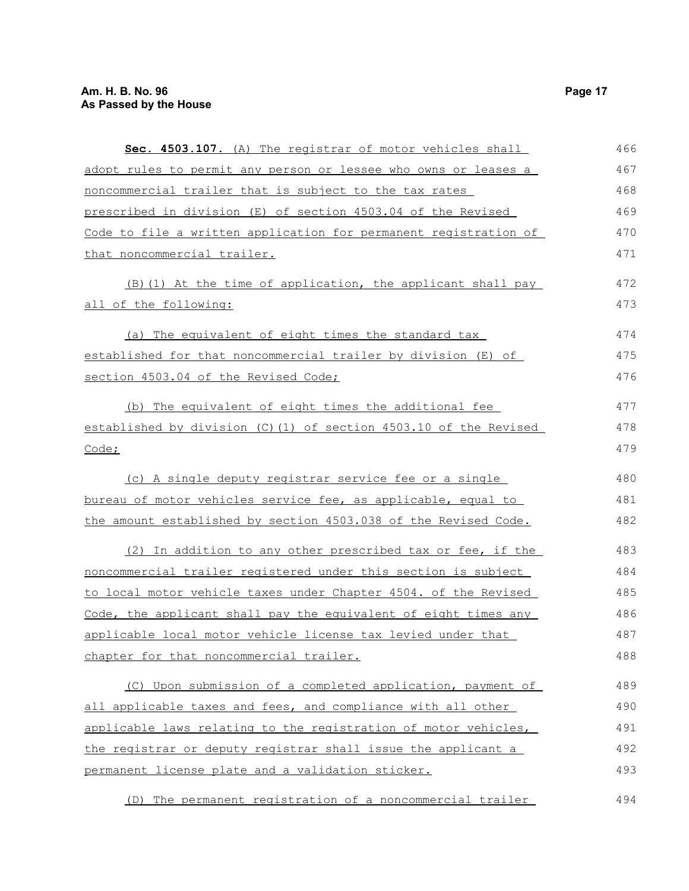**Sec. 4503.107.** (A) The registrar of motor vehicles shall adopt rules to permit any person or lessee who owns or leases a noncommercial trailer that is subject to the tax rates prescribed in division (E) of section 4503.04 of the Revised Code to file a written application for permanent registration of that noncommercial trailer.

(B)(1) At the time of application, the applicant shall pay all of the following:

(a) The equivalent of eight times the standard tax established for that noncommercial trailer by division (E) of section 4503.04 of the Revised Code;

(b) The equivalent of eight times the additional fee established by division (C)(1) of section 4503.10 of the Revised Code;

(c) A single deputy registrar service fee or a single bureau of motor vehicles service fee, as applicable, equal to the amount established by section 4503.038 of the Revised Code.

(2) In addition to any other prescribed tax or fee, if the noncommercial trailer registered under this section is subject to local motor vehicle taxes under Chapter 4504. of the Revised Code, the applicant shall pay the equivalent of eight times any applicable local motor vehicle license tax levied under that chapter for that noncommercial trailer.

(C) Upon submission of a completed application, payment of all applicable taxes and fees, and compliance with all other applicable laws relating to the registration of motor vehicles, the registrar or deputy registrar shall issue the applicant a permanent license plate and a validation sticker.

(D) The permanent registration of a noncommercial trailer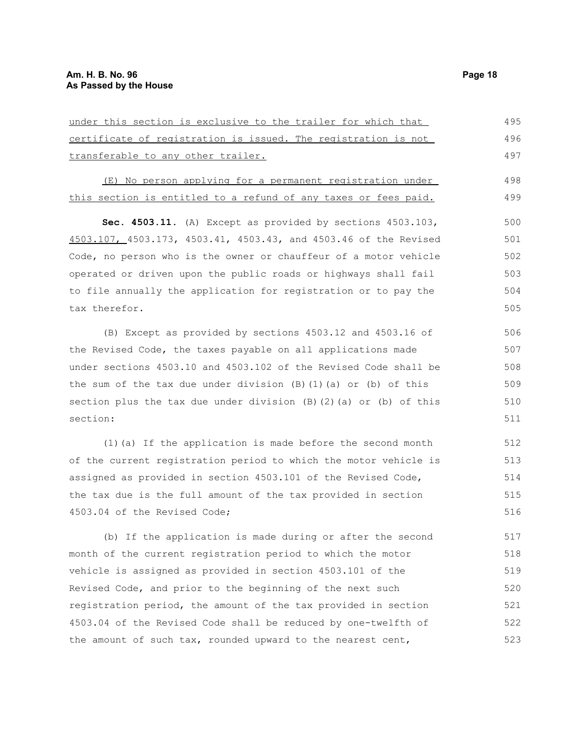under this section is exclusive to the trailer for which that certificate of registration is issued. The registration is not transferable to any other trailer.

(E) No person applying for a permanent registration under this section is entitled to a refund of any taxes or fees paid.

**Sec. 4503.11.** (A) Except as provided by sections 4503.103, 4503.107, 4503.173, 4503.41, 4503.43, and 4503.46 of the Revised Code, no person who is the owner or chauffeur of a motor vehicle operated or driven upon the public roads or highways shall fail to file annually the application for registration or to pay the tax therefor.

(B) Except as provided by sections 4503.12 and 4503.16 of the Revised Code, the taxes payable on all applications made under sections 4503.10 and 4503.102 of the Revised Code shall be the sum of the tax due under division (B)(1)(a) or (b) of this section plus the tax due under division (B)(2)(a) or (b) of this section:

(1)(a) If the application is made before the second month of the current registration period to which the motor vehicle is assigned as provided in section 4503.101 of the Revised Code, the tax due is the full amount of the tax provided in section 4503.04 of the Revised Code;

(b) If the application is made during or after the second month of the current registration period to which the motor vehicle is assigned as provided in section 4503.101 of the Revised Code, and prior to the beginning of the next such registration period, the amount of the tax provided in section 4503.04 of the Revised Code shall be reduced by one-twelfth of the amount of such tax, rounded upward to the nearest cent,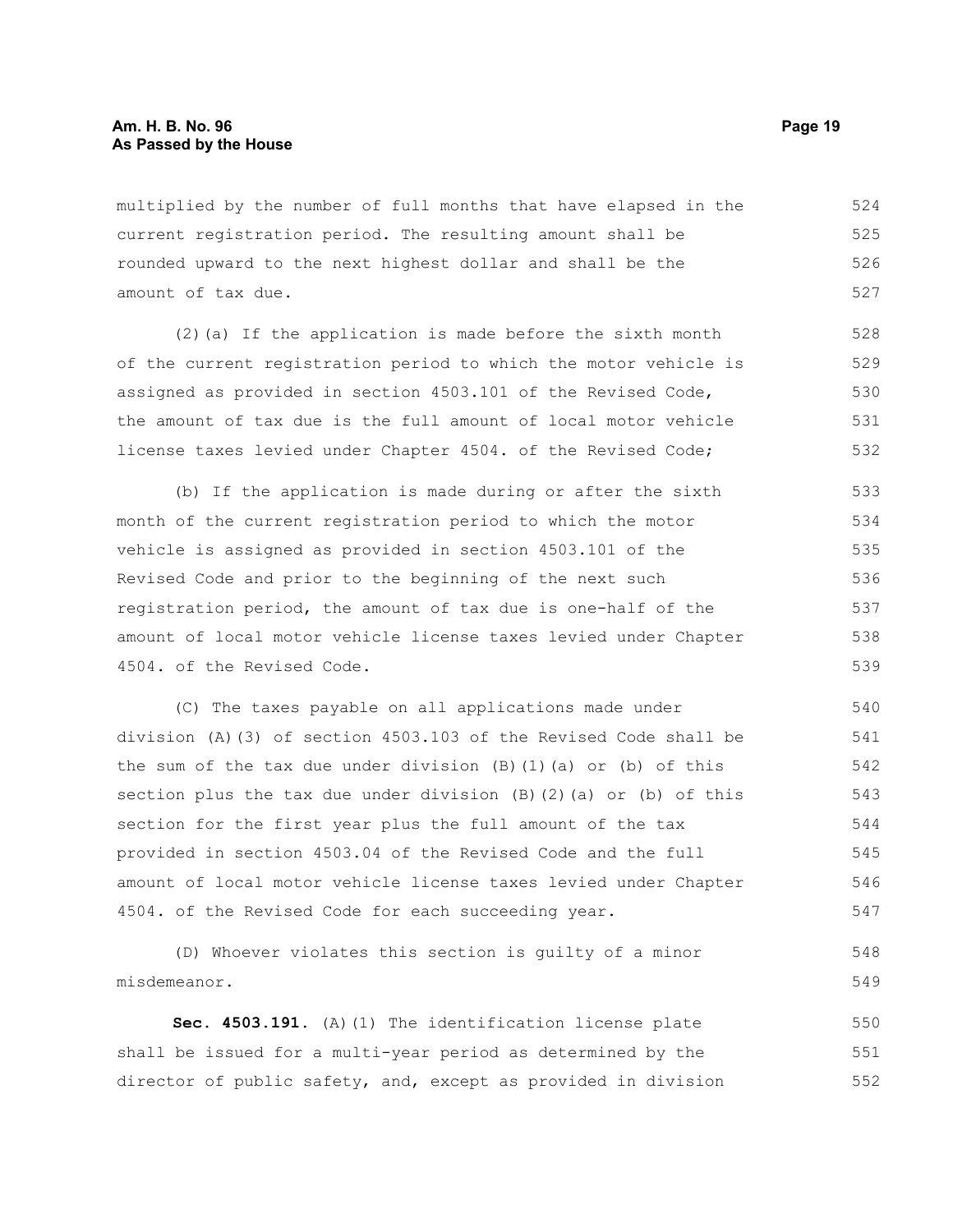multiplied by the number of full months that have elapsed in the current registration period. The resulting amount shall be rounded upward to the next highest dollar and shall be the amount of tax due.

(2)(a) If the application is made before the sixth month of the current registration period to which the motor vehicle is assigned as provided in section 4503.101 of the Revised Code, the amount of tax due is the full amount of local motor vehicle license taxes levied under Chapter 4504. of the Revised Code;

(b) If the application is made during or after the sixth month of the current registration period to which the motor vehicle is assigned as provided in section 4503.101 of the Revised Code and prior to the beginning of the next such registration period, the amount of tax due is one-half of the amount of local motor vehicle license taxes levied under Chapter 4504. of the Revised Code.

(C) The taxes payable on all applications made under division (A)(3) of section 4503.103 of the Revised Code shall be the sum of the tax due under division (B)(1)(a) or (b) of this section plus the tax due under division (B)(2)(a) or (b) of this section for the first year plus the full amount of the tax provided in section 4503.04 of the Revised Code and the full amount of local motor vehicle license taxes levied under Chapter 4504. of the Revised Code for each succeeding year.

(D) Whoever violates this section is guilty of a minor misdemeanor.

**Sec. 4503.191.** (A)(1) The identification license plate shall be issued for a multi-year period as determined by the director of public safety, and, except as provided in division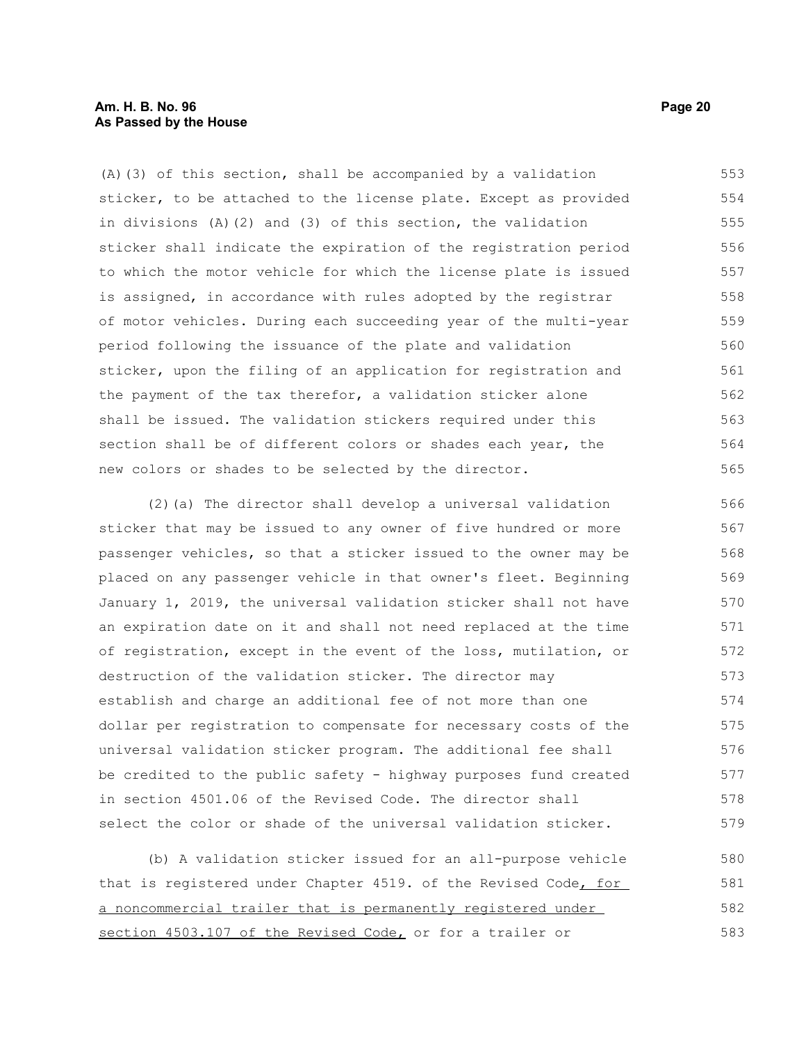(A)(3) of this section, shall be accompanied by a validation sticker, to be attached to the license plate. Except as provided in divisions (A)(2) and (3) of this section, the validation sticker shall indicate the expiration of the registration period to which the motor vehicle for which the license plate is issued is assigned, in accordance with rules adopted by the registrar of motor vehicles. During each succeeding year of the multi-year period following the issuance of the plate and validation sticker, upon the filing of an application for registration and the payment of the tax therefor, a validation sticker alone shall be issued. The validation stickers required under this section shall be of different colors or shades each year, the new colors or shades to be selected by the director.

(2)(a) The director shall develop a universal validation sticker that may be issued to any owner of five hundred or more passenger vehicles, so that a sticker issued to the owner may be placed on any passenger vehicle in that owner's fleet. Beginning January 1, 2019, the universal validation sticker shall not have an expiration date on it and shall not need replaced at the time of registration, except in the event of the loss, mutilation, or destruction of the validation sticker. The director may establish and charge an additional fee of not more than one dollar per registration to compensate for necessary costs of the universal validation sticker program. The additional fee shall be credited to the public safety - highway purposes fund created in section 4501.06 of the Revised Code. The director shall select the color or shade of the universal validation sticker.

(b) A validation sticker issued for an all-purpose vehicle that is registered under Chapter 4519. of the Revised Code<u>, for a noncommercial trailer that is permanently registered under section 4503.107 of the Revised Code,</u> or for a trailer or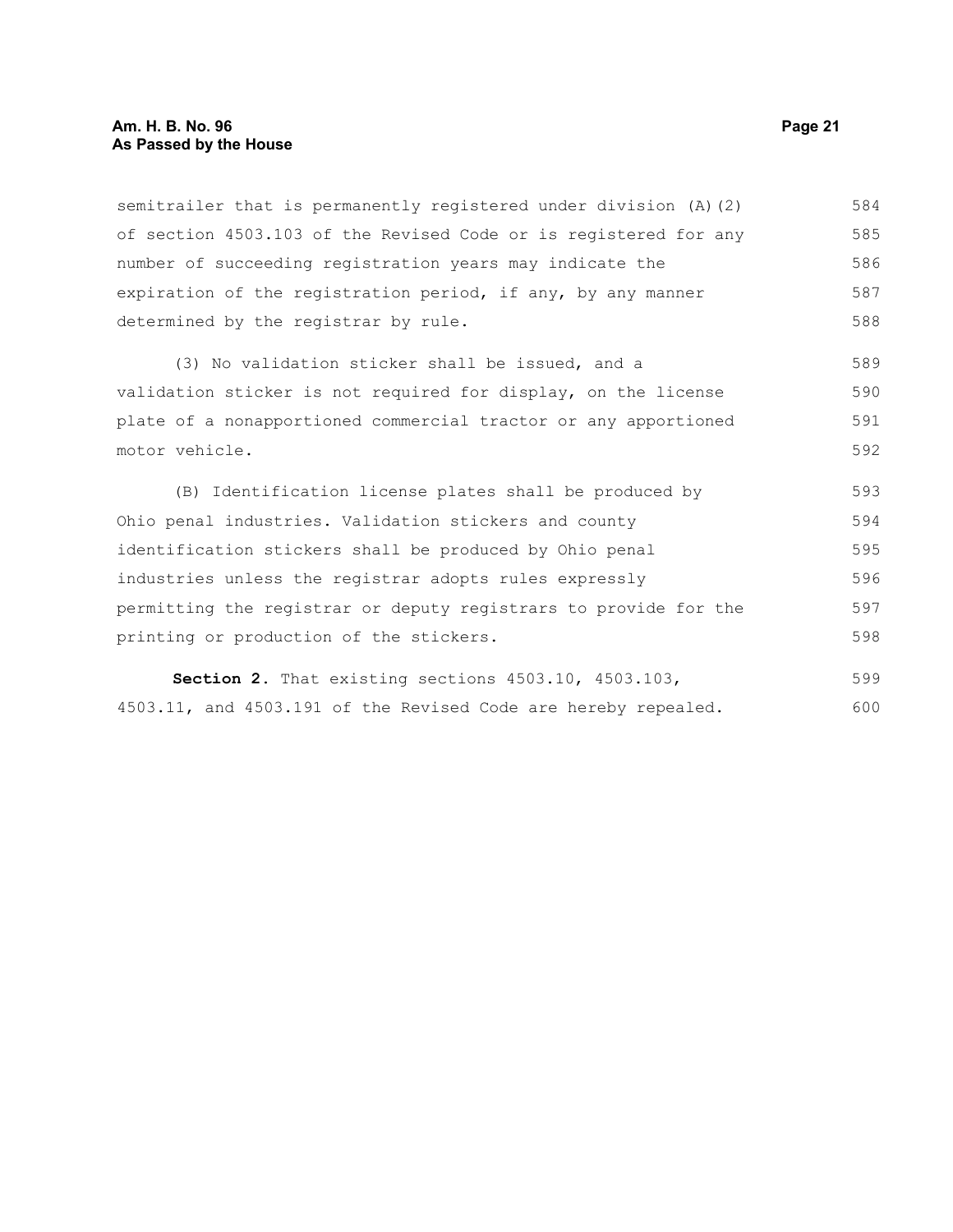semitrailer that is permanently registered under division (A)(2) of section 4503.103 of the Revised Code or is registered for any number of succeeding registration years may indicate the expiration of the registration period, if any, by any manner determined by the registrar by rule.

(3) No validation sticker shall be issued, and a validation sticker is not required for display, on the license plate of a nonapportioned commercial tractor or any apportioned motor vehicle.

(B) Identification license plates shall be produced by Ohio penal industries. Validation stickers and county identification stickers shall be produced by Ohio penal industries unless the registrar adopts rules expressly permitting the registrar or deputy registrars to provide for the printing or production of the stickers.

**Section 2.** That existing sections 4503.10, 4503.103, 4503.11, and 4503.191 of the Revised Code are hereby repealed.